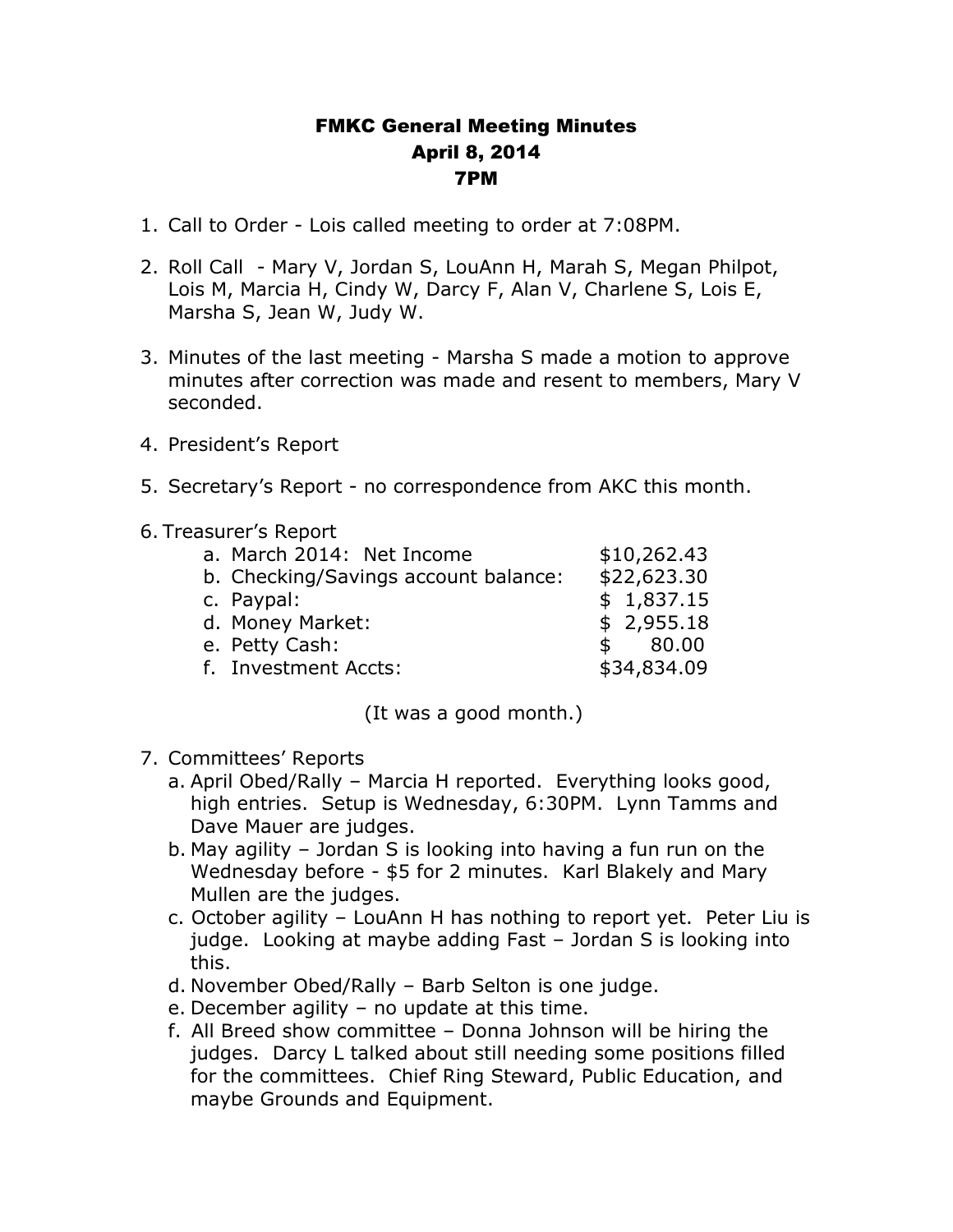# FMKC General Meeting Minutes
## April 8, 2014
## 7PM

1. Call to Order - Lois called meeting to order at 7:08PM.

2. Roll Call - Mary V, Jordan S, LouAnn H, Marah S, Megan Philpot, Lois M, Marcia H, Cindy W, Darcy F, Alan V, Charlene S, Lois E, Marsha S, Jean W, Judy W.

3. Minutes of the last meeting - Marsha S made a motion to approve minutes after correction was made and resent to members, Mary V seconded.

4. President's Report

5. Secretary's Report - no correspondence from AKC this month.

6. Treasurer's Report

| | |
|---|---|
| a. March 2014: Net Income | $10,262.43 |
| b. Checking/Savings account balance: | $22,623.30 |
| c. Paypal: | $ 1,837.15 |
| d. Money Market: | $ 2,955.18 |
| e. Petty Cash: | $ 80.00 |
| f. Investment Accts: | $34,834.09 |

(It was a good month.)

7. Committees' Reports
   a. April Obed/Rally – Marcia H reported. Everything looks good, high entries. Setup is Wednesday, 6:30PM. Lynn Tamms and Dave Mauer are judges.
   b. May agility – Jordan S is looking into having a fun run on the Wednesday before - $5 for 2 minutes. Karl Blakely and Mary Mullen are the judges.
   c. October agility – LouAnn H has nothing to report yet. Peter Liu is judge. Looking at maybe adding Fast – Jordan S is looking into this.
   d. November Obed/Rally – Barb Selton is one judge.
   e. December agility – no update at this time.
   f. All Breed show committee – Donna Johnson will be hiring the judges. Darcy L talked about still needing some positions filled for the committees. Chief Ring Steward, Public Education, and maybe Grounds and Equipment.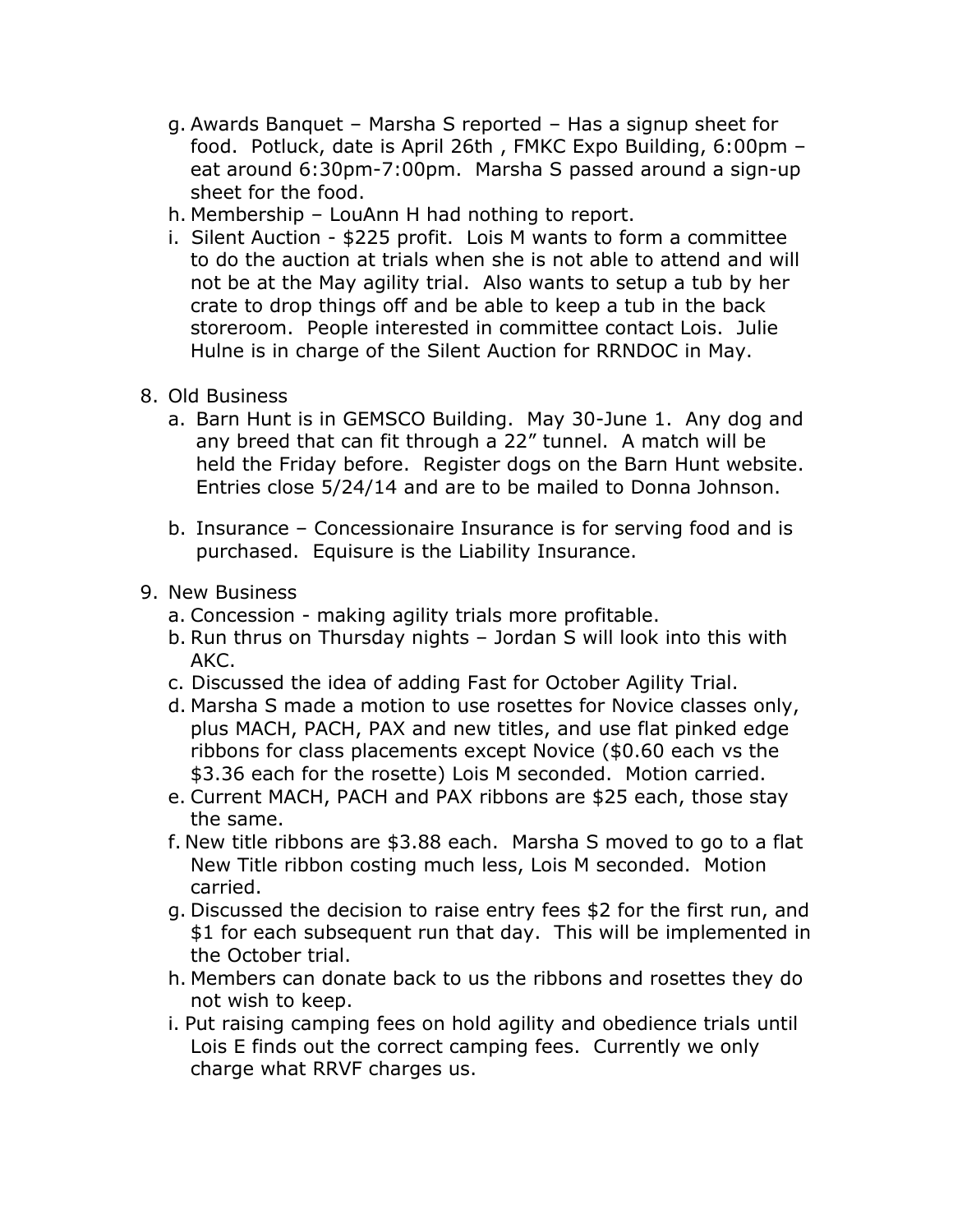g. Awards Banquet – Marsha S reported – Has a signup sheet for food. Potluck, date is April 26th , FMKC Expo Building, 6:00pm – eat around 6:30pm-7:00pm. Marsha S passed around a sign-up sheet for the food.
h. Membership – LouAnn H had nothing to report.
i. Silent Auction - $225 profit. Lois M wants to form a committee to do the auction at trials when she is not able to attend and will not be at the May agility trial. Also wants to setup a tub by her crate to drop things off and be able to keep a tub in the back storeroom. People interested in committee contact Lois. Julie Hulne is in charge of the Silent Auction for RRNDOC in May.

8. Old Business
   a. Barn Hunt is in GEMSCO Building. May 30-June 1. Any dog and any breed that can fit through a 22" tunnel. A match will be held the Friday before. Register dogs on the Barn Hunt website. Entries close 5/24/14 and are to be mailed to Donna Johnson.

   b. Insurance – Concessionaire Insurance is for serving food and is purchased. Equisure is the Liability Insurance.

9. New Business
   a. Concession - making agility trials more profitable.
   b. Run thrus on Thursday nights – Jordan S will look into this with AKC.
   c. Discussed the idea of adding Fast for October Agility Trial.
   d. Marsha S made a motion to use rosettes for Novice classes only, plus MACH, PACH, PAX and new titles, and use flat pinked edge ribbons for class placements except Novice ($0.60 each vs the $3.36 each for the rosette) Lois M seconded. Motion carried.
   e. Current MACH, PACH and PAX ribbons are $25 each, those stay the same.
   f. New title ribbons are $3.88 each. Marsha S moved to go to a flat New Title ribbon costing much less, Lois M seconded. Motion carried.
   g. Discussed the decision to raise entry fees $2 for the first run, and $1 for each subsequent run that day. This will be implemented in the October trial.
   h. Members can donate back to us the ribbons and rosettes they do not wish to keep.
   i. Put raising camping fees on hold agility and obedience trials until Lois E finds out the correct camping fees. Currently we only charge what RRVF charges us.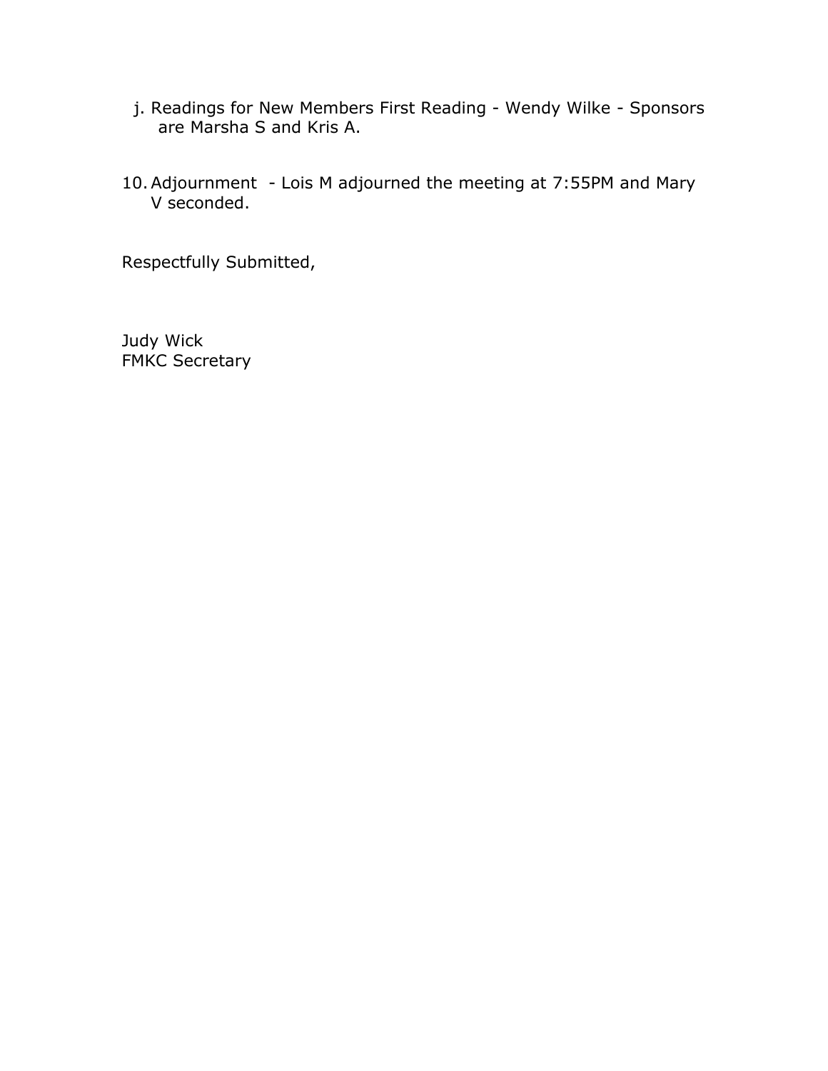j. Readings for New Members First Reading - Wendy Wilke - Sponsors are Marsha S and Kris A.

10. Adjournment - Lois M adjourned the meeting at 7:55PM and Mary V seconded.

Respectfully Submitted,

Judy Wick
FMKC Secretary